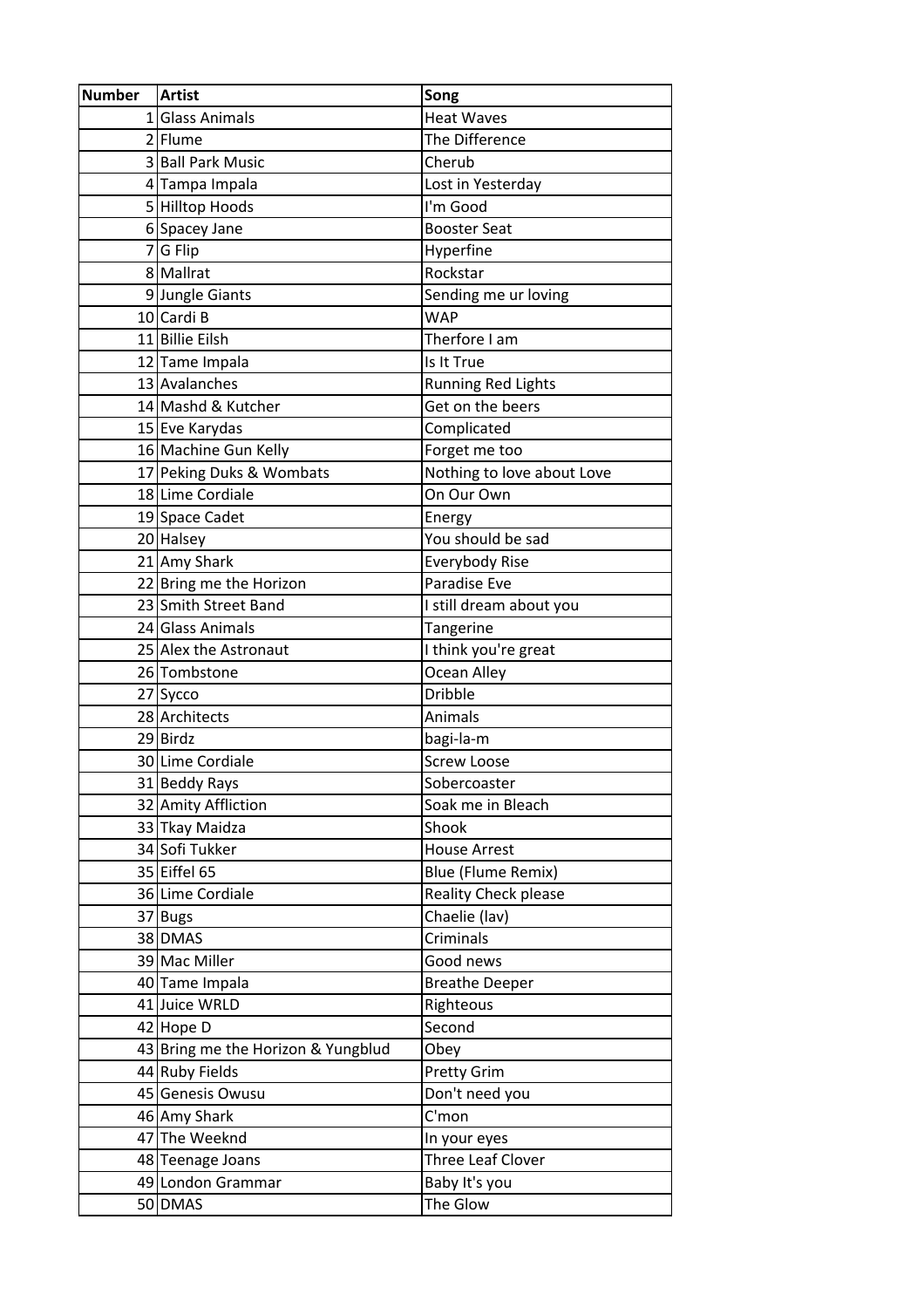| Number | Artist | Song |
|---|---|---|
| 1 | Glass Animals | Heat Waves |
| 2 | Flume | The Difference |
| 3 | Ball Park Music | Cherub |
| 4 | Tampa Impala | Lost in Yesterday |
| 5 | Hilltop Hoods | I'm Good |
| 6 | Spacey Jane | Booster Seat |
| 7 | G Flip | Hyperfine |
| 8 | Mallrat | Rockstar |
| 9 | Jungle Giants | Sending me ur loving |
| 10 | Cardi B | WAP |
| 11 | Billie Eilsh | Therfore I am |
| 12 | Tame Impala | Is It True |
| 13 | Avalanches | Running Red Lights |
| 14 | Mashd & Kutcher | Get on the beers |
| 15 | Eve Karydas | Complicated |
| 16 | Machine Gun Kelly | Forget me too |
| 17 | Peking Duks & Wombats | Nothing to love about Love |
| 18 | Lime Cordiale | On Our Own |
| 19 | Space Cadet | Energy |
| 20 | Halsey | You should be sad |
| 21 | Amy Shark | Everybody Rise |
| 22 | Bring me the Horizon | Paradise Eve |
| 23 | Smith Street Band | I still dream about you |
| 24 | Glass Animals | Tangerine |
| 25 | Alex the Astronaut | I think you're great |
| 26 | Tombstone | Ocean Alley |
| 27 | Sycco | Dribble |
| 28 | Architects | Animals |
| 29 | Birdz | bagi-la-m |
| 30 | Lime Cordiale | Screw Loose |
| 31 | Beddy Rays | Sobercoaster |
| 32 | Amity Affliction | Soak me in Bleach |
| 33 | Tkay Maidza | Shook |
| 34 | Sofi Tukker | House Arrest |
| 35 | Eiffel 65 | Blue (Flume Remix) |
| 36 | Lime Cordiale | Reality Check please |
| 37 | Bugs | Chaelie (lav) |
| 38 | DMAS | Criminals |
| 39 | Mac Miller | Good news |
| 40 | Tame Impala | Breathe Deeper |
| 41 | Juice WRLD | Righteous |
| 42 | Hope D | Second |
| 43 | Bring me the Horizon & Yungblud | Obey |
| 44 | Ruby Fields | Pretty Grim |
| 45 | Genesis Owusu | Don't need you |
| 46 | Amy Shark | C'mon |
| 47 | The Weeknd | In your eyes |
| 48 | Teenage Joans | Three Leaf Clover |
| 49 | London Grammar | Baby It's you |
| 50 | DMAS | The Glow |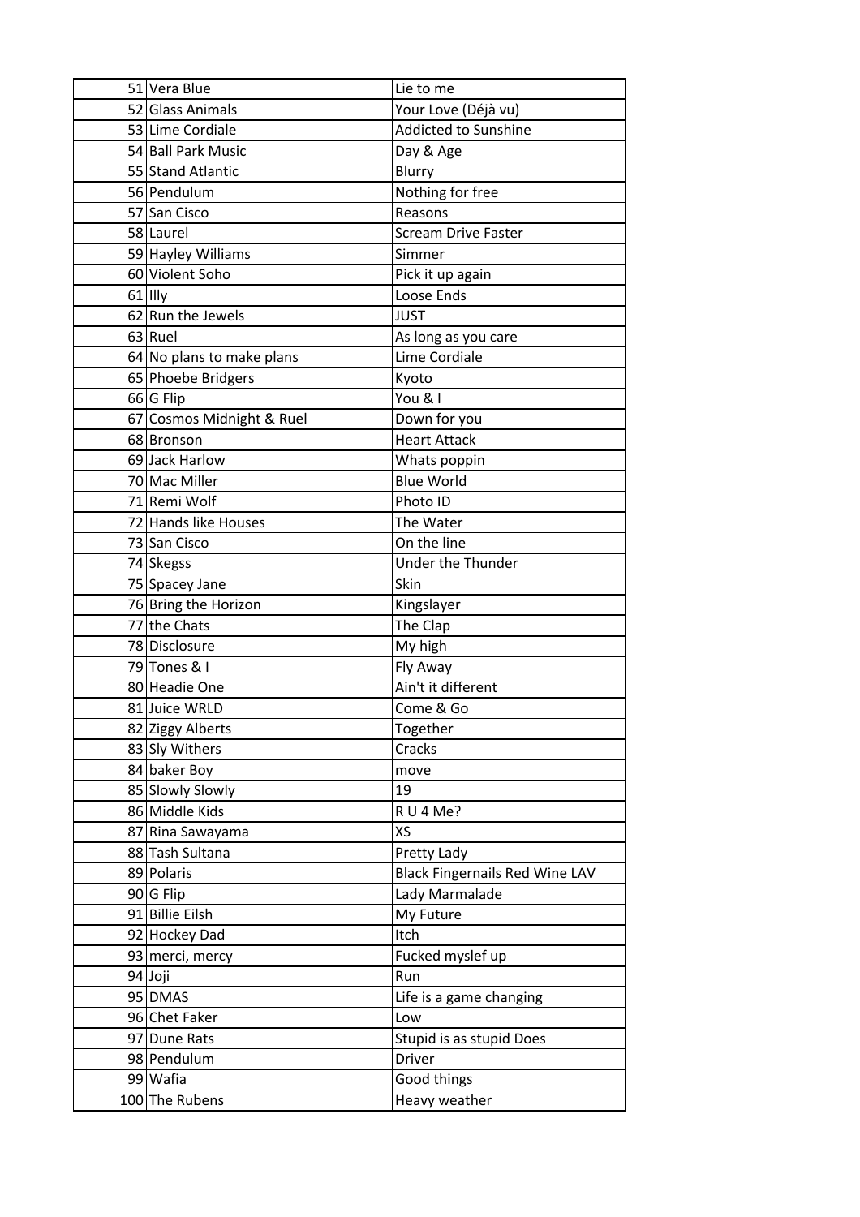| | | |
|---|---|---|
| 51 | Vera Blue | Lie to me |
| 52 | Glass Animals | Your Love (Déjà vu) |
| 53 | Lime Cordiale | Addicted to Sunshine |
| 54 | Ball Park Music | Day & Age |
| 55 | Stand Atlantic | Blurry |
| 56 | Pendulum | Nothing for free |
| 57 | San Cisco | Reasons |
| 58 | Laurel | Scream Drive Faster |
| 59 | Hayley Williams | Simmer |
| 60 | Violent Soho | Pick it up again |
| 61 | Illy | Loose Ends |
| 62 | Run the Jewels | JUST |
| 63 | Ruel | As long as you care |
| 64 | No plans to make plans | Lime Cordiale |
| 65 | Phoebe Bridgers | Kyoto |
| 66 | G Flip | You & I |
| 67 | Cosmos Midnight & Ruel | Down for you |
| 68 | Bronson | Heart Attack |
| 69 | Jack Harlow | Whats poppin |
| 70 | Mac Miller | Blue World |
| 71 | Remi Wolf | Photo ID |
| 72 | Hands like Houses | The Water |
| 73 | San Cisco | On the line |
| 74 | Skegss | Under the Thunder |
| 75 | Spacey Jane | Skin |
| 76 | Bring the Horizon | Kingslayer |
| 77 | the Chats | The Clap |
| 78 | Disclosure | My high |
| 79 | Tones & I | Fly Away |
| 80 | Headie One | Ain't it different |
| 81 | Juice WRLD | Come & Go |
| 82 | Ziggy Alberts | Together |
| 83 | Sly Withers | Cracks |
| 84 | baker Boy | move |
| 85 | Slowly Slowly | 19 |
| 86 | Middle Kids | R U 4 Me? |
| 87 | Rina Sawayama | XS |
| 88 | Tash Sultana | Pretty Lady |
| 89 | Polaris | Black Fingernails Red Wine LAV |
| 90 | G Flip | Lady Marmalade |
| 91 | Billie Eilsh | My Future |
| 92 | Hockey Dad | Itch |
| 93 | merci, mercy | Fucked myslef up |
| 94 | Joji | Run |
| 95 | DMAS | Life is a game changing |
| 96 | Chet Faker | Low |
| 97 | Dune Rats | Stupid is as stupid Does |
| 98 | Pendulum | Driver |
| 99 | Wafia | Good things |
| 100 | The Rubens | Heavy weather |